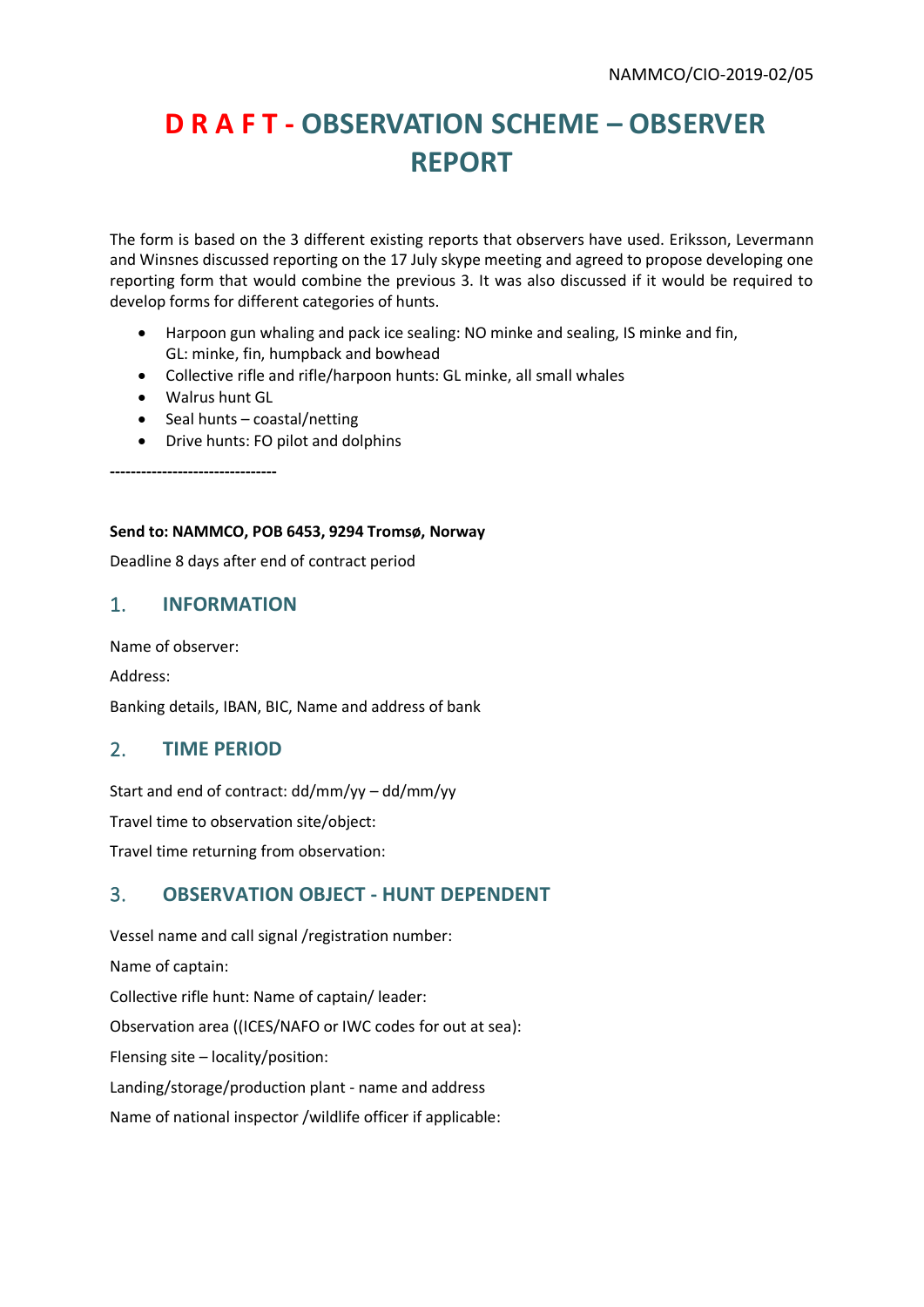NAMMCO/CIO-2019-02/05

# D R A F T - OBSERVATION SCHEME – OBSERVER REPORT

The form is based on the 3 different existing reports that observers have used. Eriksson, Levermann and Winsnes discussed reporting on the 17 July skype meeting and agreed to propose developing one reporting form that would combine the previous 3. It was also discussed if it would be required to develop forms for different categories of hunts.

- Harpoon gun whaling and pack ice sealing: NO minke and sealing, IS minke and fin, GL: minke, fin, humpback and bowhead
- Collective rifle and rifle/harpoon hunts: GL minke, all small whales
- Walrus hunt GL
- Seal hunts – coastal/netting
- Drive hunts: FO pilot and dolphins

--------------------------------

**Send to: NAMMCO, POB 6453, 9294 Tromsø, Norway**

Deadline 8 days after end of contract period

## 1. INFORMATION

Name of observer:

Address:

Banking details, IBAN, BIC, Name and address of bank

## 2. TIME PERIOD

Start and end of contract: dd/mm/yy – dd/mm/yy

Travel time to observation site/object:

Travel time returning from observation:

## 3. OBSERVATION OBJECT - HUNT DEPENDENT

Vessel name and call signal /registration number:

Name of captain:

Collective rifle hunt: Name of captain/ leader:

Observation area ((ICES/NAFO or IWC codes for out at sea):

Flensing site – locality/position:

Landing/storage/production plant - name and address

Name of national inspector /wildlife officer if applicable: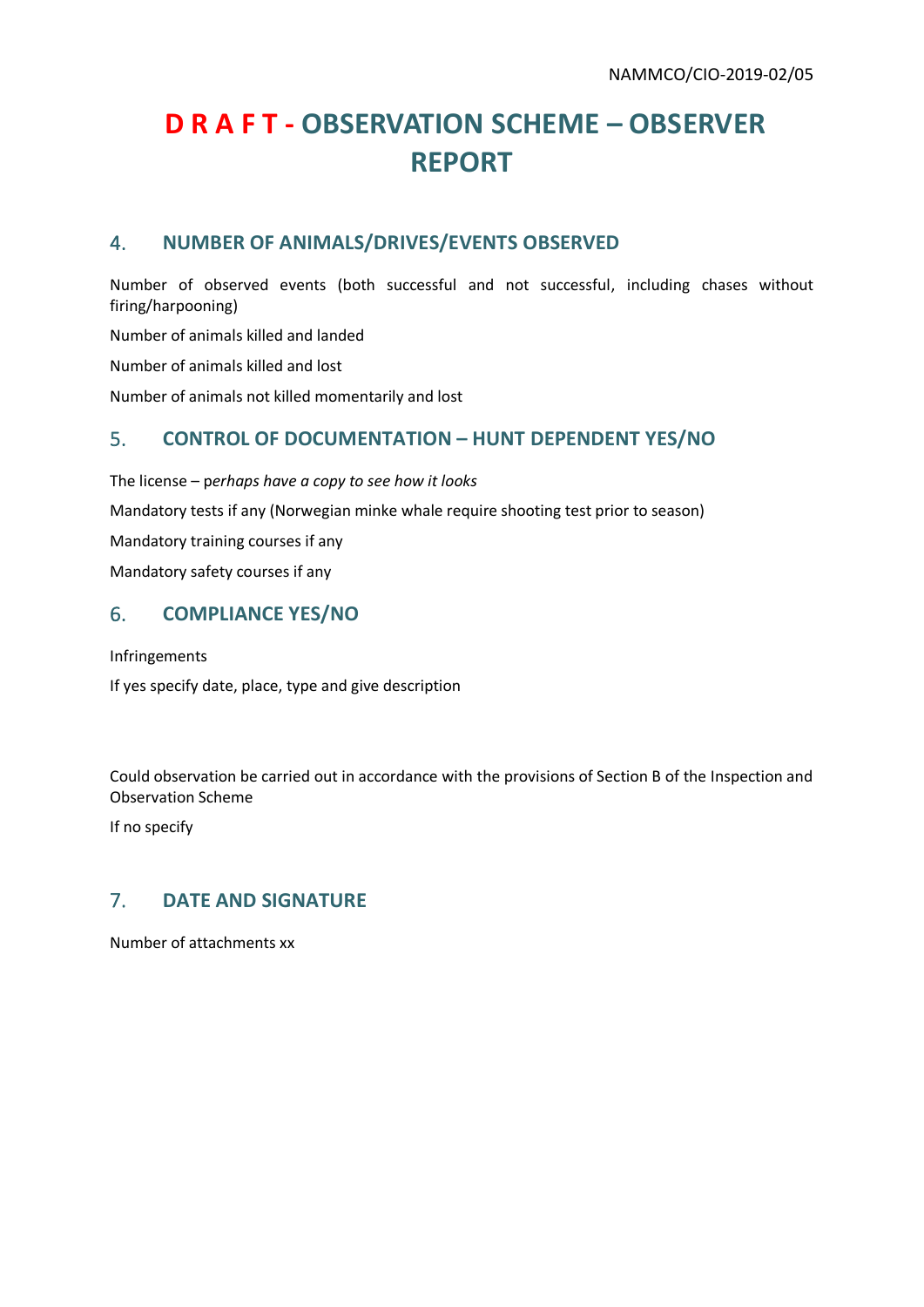# D R A F T - OBSERVATION SCHEME – OBSERVER REPORT

## 4. NUMBER OF ANIMALS/DRIVES/EVENTS OBSERVED

Number of observed events (both successful and not successful, including chases without firing/harpooning)

Number of animals killed and landed

Number of animals killed and lost

Number of animals not killed momentarily and lost

## 5. CONTROL OF DOCUMENTATION – HUNT DEPENDENT YES/NO

The license – p*erhaps have a copy to see how it looks*

Mandatory tests if any (Norwegian minke whale require shooting test prior to season)

Mandatory training courses if any

Mandatory safety courses if any

## 6. COMPLIANCE YES/NO

Infringements

If yes specify date, place, type and give description

Could observation be carried out in accordance with the provisions of Section B of the Inspection and Observation Scheme

If no specify

## 7. DATE AND SIGNATURE

Number of attachments xx